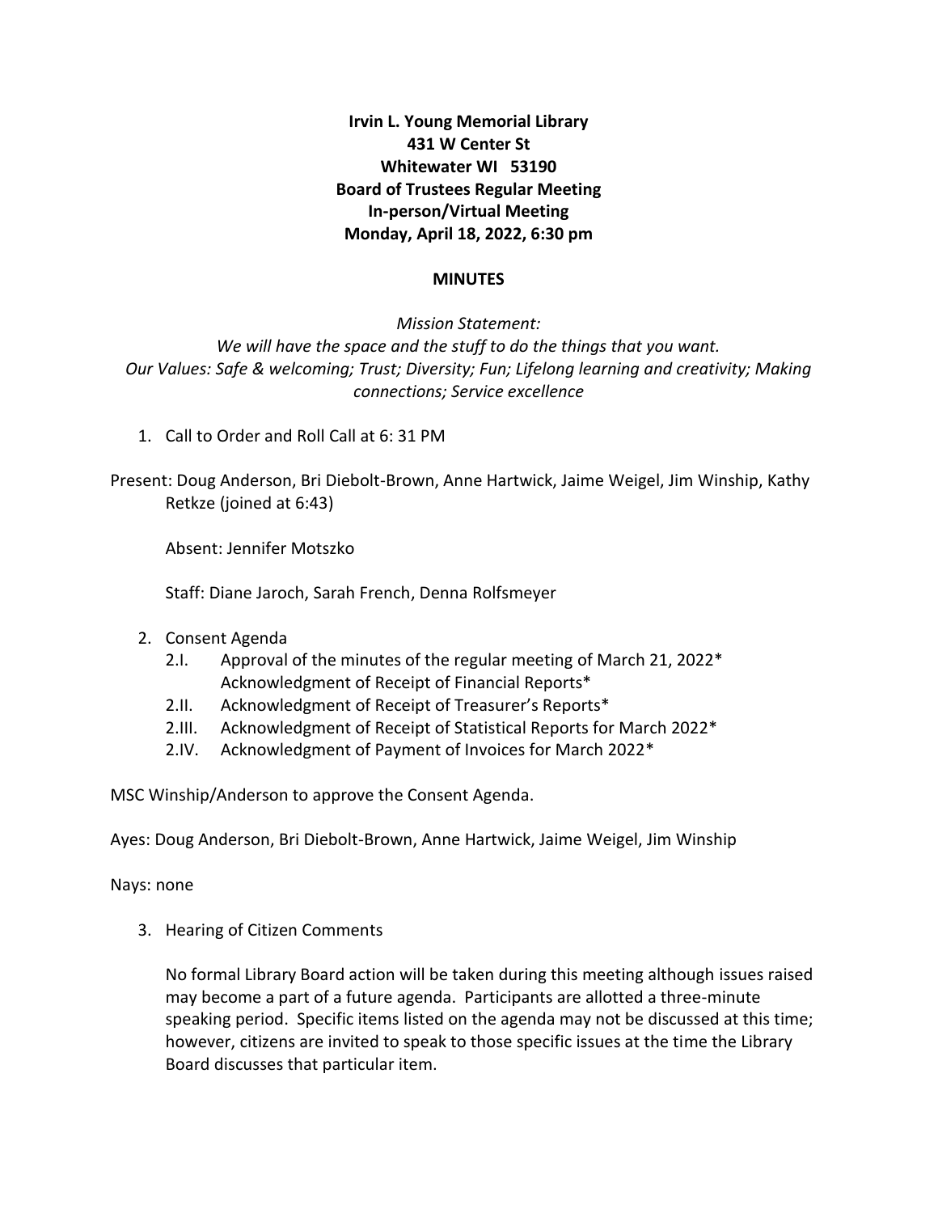**Irvin L. Young Memorial Library**
**431 W Center St**
**Whitewater WI 53190**
**Board of Trustees Regular Meeting**
**In-person/Virtual Meeting**
**Monday, April 18, 2022, 6:30 pm**

## MINUTES

*Mission Statement:*
*We will have the space and the stuff to do the things that you want.*
*Our Values: Safe & welcoming; Trust; Diversity; Fun; Lifelong learning and creativity; Making connections; Service excellence*

1. Call to Order and Roll Call at 6: 31 PM

Present: Doug Anderson, Bri Diebolt-Brown, Anne Hartwick, Jaime Weigel, Jim Winship, Kathy Retkze (joined at 6:43)

Absent: Jennifer Motszko

Staff: Diane Jaroch, Sarah French, Denna Rolfsmeyer

2. Consent Agenda
   - 2.I. Approval of the minutes of the regular meeting of March 21, 2022*
     Acknowledgment of Receipt of Financial Reports*
   - 2.II. Acknowledgment of Receipt of Treasurer's Reports*
   - 2.III. Acknowledgment of Receipt of Statistical Reports for March 2022*
   - 2.IV. Acknowledgment of Payment of Invoices for March 2022*

MSC Winship/Anderson to approve the Consent Agenda.

Ayes: Doug Anderson, Bri Diebolt-Brown, Anne Hartwick, Jaime Weigel, Jim Winship

Nays: none

3. Hearing of Citizen Comments

   No formal Library Board action will be taken during this meeting although issues raised may become a part of a future agenda. Participants are allotted a three-minute speaking period. Specific items listed on the agenda may not be discussed at this time; however, citizens are invited to speak to those specific issues at the time the Library Board discusses that particular item.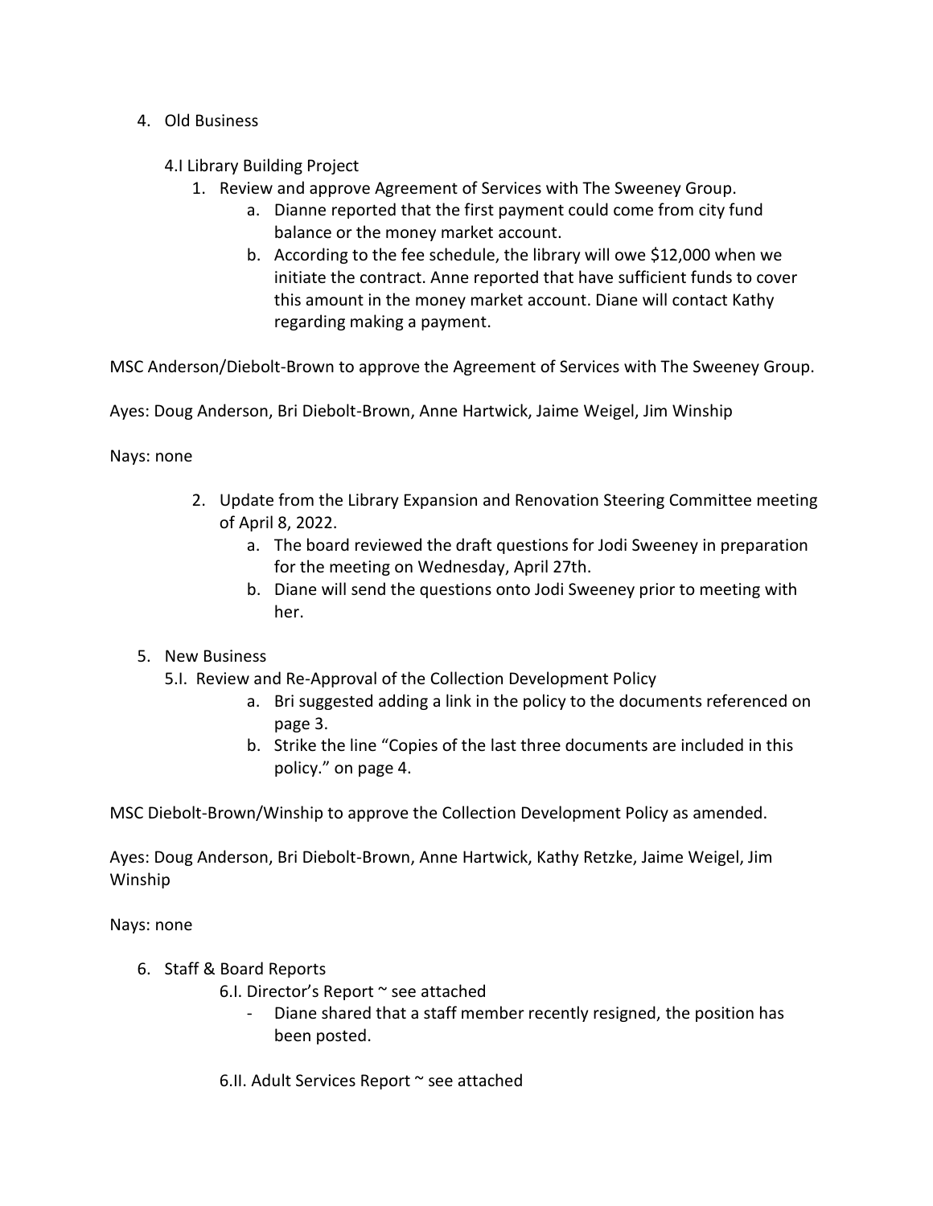4. Old Business

   4.I Library Building Project

   1. Review and approve Agreement of Services with The Sweeney Group.
      a. Dianne reported that the first payment could come from city fund balance or the money market account.
      b. According to the fee schedule, the library will owe $12,000 when we initiate the contract. Anne reported that have sufficient funds to cover this amount in the money market account. Diane will contact Kathy regarding making a payment.

MSC Anderson/Diebolt-Brown to approve the Agreement of Services with The Sweeney Group.

Ayes: Doug Anderson, Bri Diebolt-Brown, Anne Hartwick, Jaime Weigel, Jim Winship

Nays: none

   2. Update from the Library Expansion and Renovation Steering Committee meeting of April 8, 2022.
      a. The board reviewed the draft questions for Jodi Sweeney in preparation for the meeting on Wednesday, April 27th.
      b. Diane will send the questions onto Jodi Sweeney prior to meeting with her.

5. New Business

   5.I. Review and Re-Approval of the Collection Development Policy
      a. Bri suggested adding a link in the policy to the documents referenced on page 3.
      b. Strike the line "Copies of the last three documents are included in this policy." on page 4.

MSC Diebolt-Brown/Winship to approve the Collection Development Policy as amended.

Ayes: Doug Anderson, Bri Diebolt-Brown, Anne Hartwick, Kathy Retzke, Jaime Weigel, Jim Winship

Nays: none

6. Staff & Board Reports

   6.I. Director's Report ~ see attached
   - Diane shared that a staff member recently resigned, the position has been posted.

   6.II. Adult Services Report ~ see attached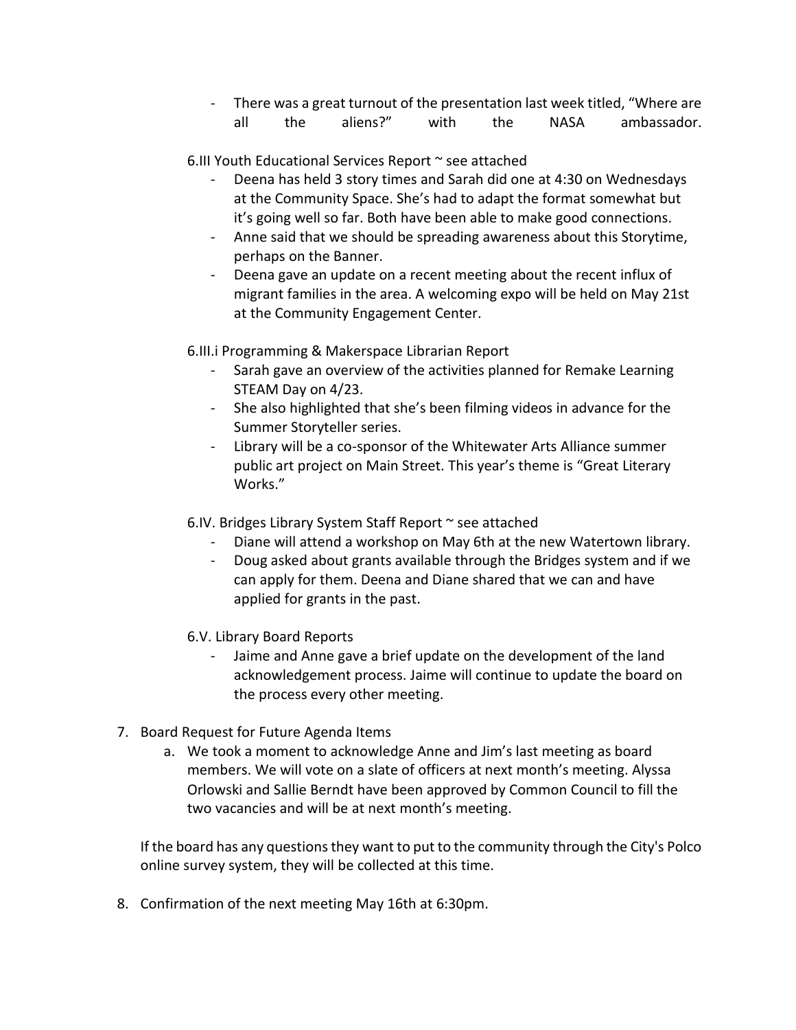- There was a great turnout of the presentation last week titled, "Where are all the aliens?" with the NASA ambassador.

6.III Youth Educational Services Report ~ see attached

- Deena has held 3 story times and Sarah did one at 4:30 on Wednesdays at the Community Space. She's had to adapt the format somewhat but it's going well so far. Both have been able to make good connections.
- Anne said that we should be spreading awareness about this Storytime, perhaps on the Banner.
- Deena gave an update on a recent meeting about the recent influx of migrant families in the area. A welcoming expo will be held on May 21st at the Community Engagement Center.

6.III.i Programming & Makerspace Librarian Report

- Sarah gave an overview of the activities planned for Remake Learning STEAM Day on 4/23.
- She also highlighted that she's been filming videos in advance for the Summer Storyteller series.
- Library will be a co-sponsor of the Whitewater Arts Alliance summer public art project on Main Street. This year's theme is "Great Literary Works."

6.IV. Bridges Library System Staff Report ~ see attached

- Diane will attend a workshop on May 6th at the new Watertown library.
- Doug asked about grants available through the Bridges system and if we can apply for them. Deena and Diane shared that we can and have applied for grants in the past.

6.V. Library Board Reports

- Jaime and Anne gave a brief update on the development of the land acknowledgement process. Jaime will continue to update the board on the process every other meeting.

7. Board Request for Future Agenda Items
   a. We took a moment to acknowledge Anne and Jim's last meeting as board members. We will vote on a slate of officers at next month's meeting. Alyssa Orlowski and Sallie Berndt have been approved by Common Council to fill the two vacancies and will be at next month's meeting.

   If the board has any questions they want to put to the community through the City's Polco online survey system, they will be collected at this time.

8. Confirmation of the next meeting May 16th at 6:30pm.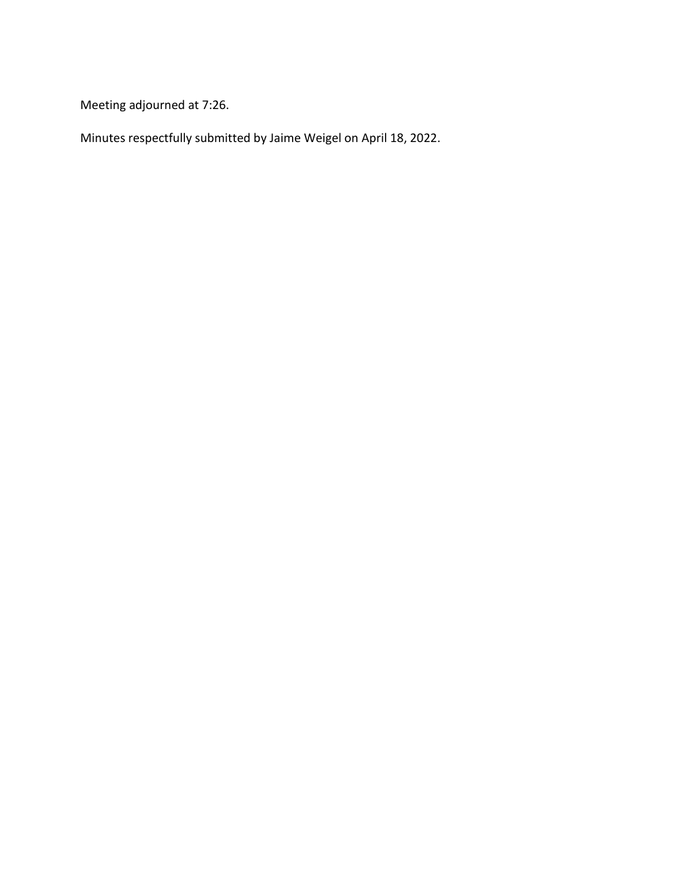Meeting adjourned at 7:26.

Minutes respectfully submitted by Jaime Weigel on April 18, 2022.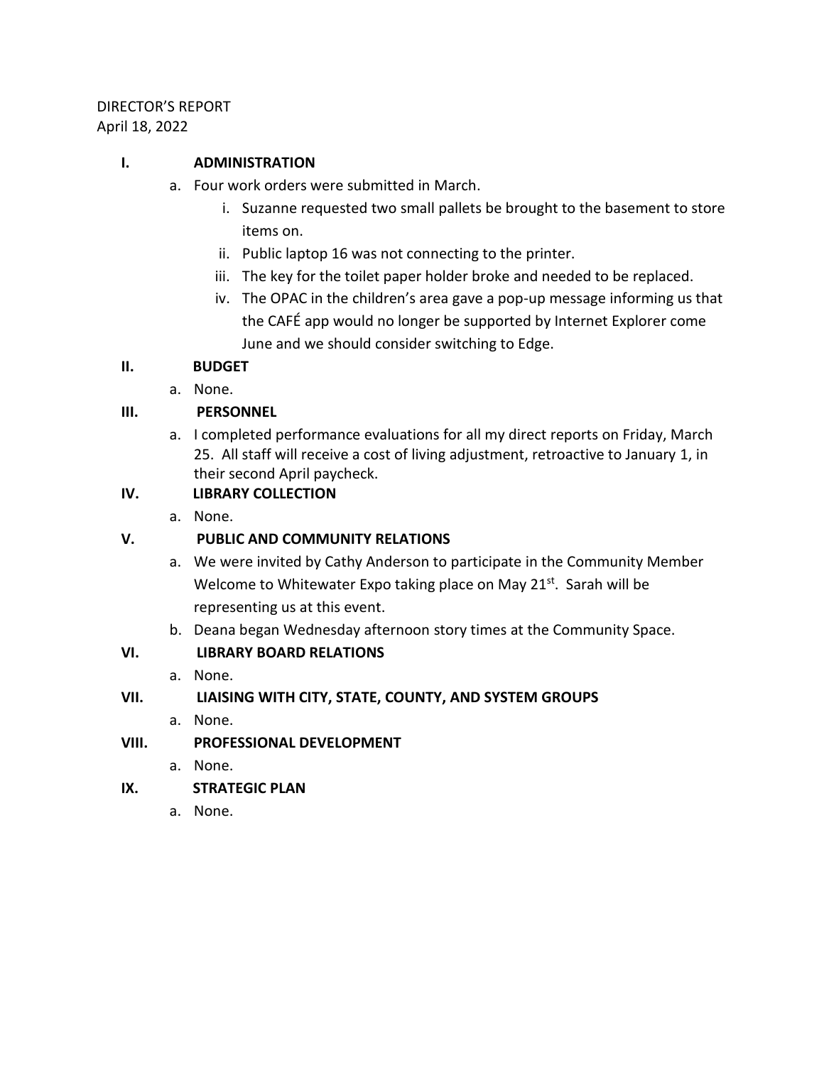DIRECTOR'S REPORT
April 18, 2022

## I. ADMINISTRATION

a. Four work orders were submitted in March.
   i. Suzanne requested two small pallets be brought to the basement to store items on.
   ii. Public laptop 16 was not connecting to the printer.
   iii. The key for the toilet paper holder broke and needed to be replaced.
   iv. The OPAC in the children's area gave a pop-up message informing us that the CAFÉ app would no longer be supported by Internet Explorer come June and we should consider switching to Edge.

## II. BUDGET

a. None.

## III. PERSONNEL

a. I completed performance evaluations for all my direct reports on Friday, March 25. All staff will receive a cost of living adjustment, retroactive to January 1, in their second April paycheck.

## IV. LIBRARY COLLECTION

a. None.

## V. PUBLIC AND COMMUNITY RELATIONS

a. We were invited by Cathy Anderson to participate in the Community Member Welcome to Whitewater Expo taking place on May 21st. Sarah will be representing us at this event.
b. Deana began Wednesday afternoon story times at the Community Space.

## VI. LIBRARY BOARD RELATIONS

a. None.

## VII. LIAISING WITH CITY, STATE, COUNTY, AND SYSTEM GROUPS

a. None.

## VIII. PROFESSIONAL DEVELOPMENT

a. None.

## IX. STRATEGIC PLAN

a. None.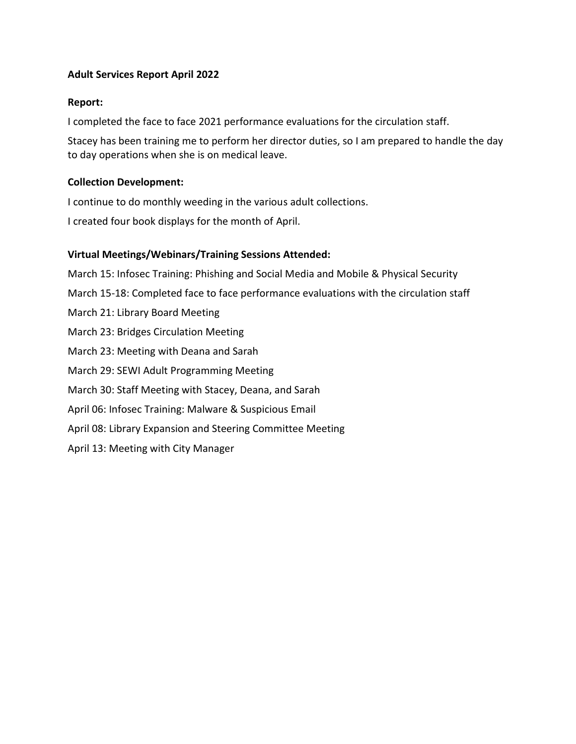**Adult Services Report April 2022**

**Report:**

I completed the face to face 2021 performance evaluations for the circulation staff.

Stacey has been training me to perform her director duties, so I am prepared to handle the day to day operations when she is on medical leave.

**Collection Development:**

I continue to do monthly weeding in the various adult collections.

I created four book displays for the month of April.

**Virtual Meetings/Webinars/Training Sessions Attended:**

March 15: Infosec Training: Phishing and Social Media and Mobile & Physical Security

March 15-18: Completed face to face performance evaluations with the circulation staff

March 21: Library Board Meeting

March 23: Bridges Circulation Meeting

March 23: Meeting with Deana and Sarah

March 29: SEWI Adult Programming Meeting

March 30: Staff Meeting with Stacey, Deana, and Sarah

April 06: Infosec Training: Malware & Suspicious Email

April 08: Library Expansion and Steering Committee Meeting

April 13: Meeting with City Manager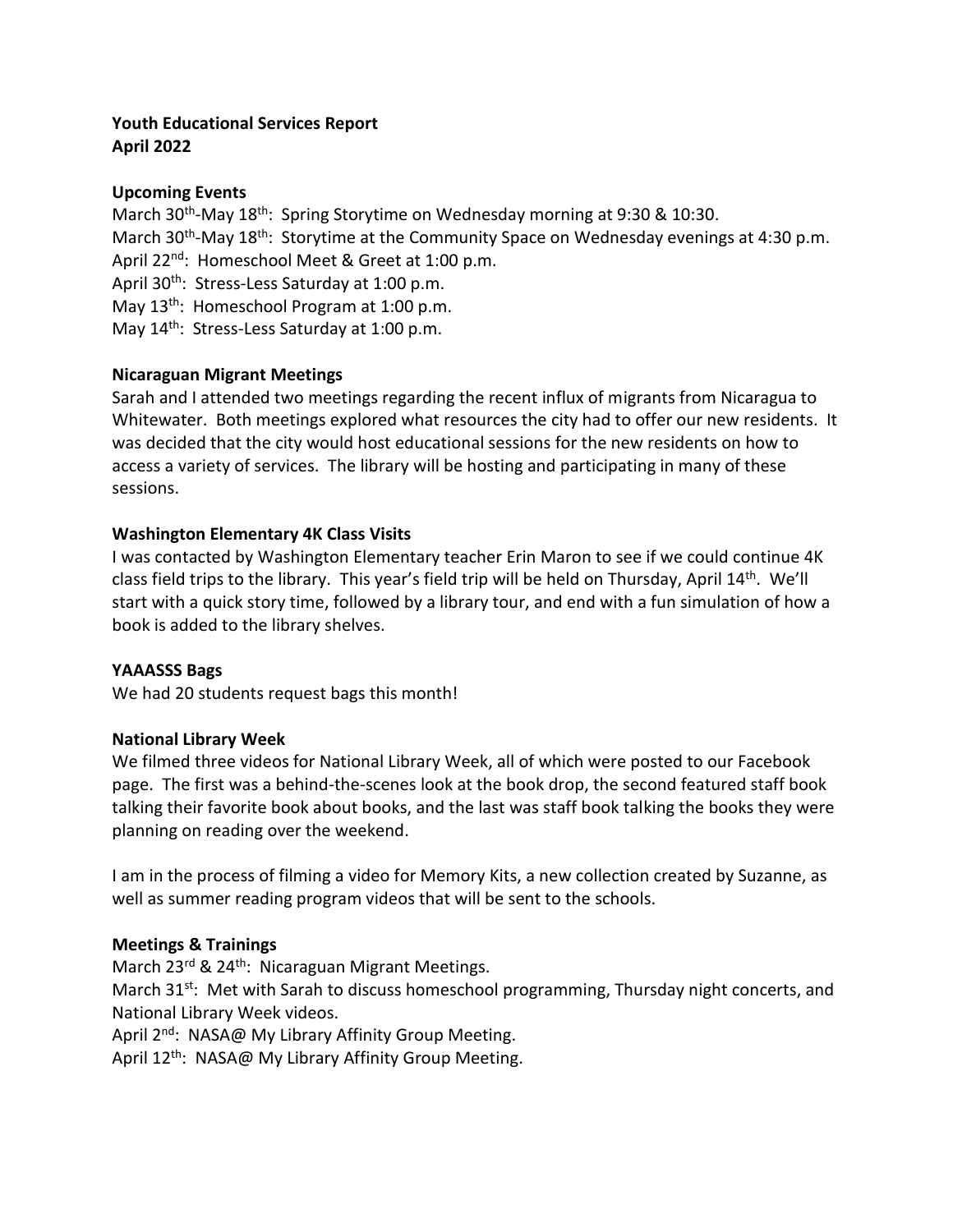**Youth Educational Services Report**
**April 2022**

**Upcoming Events**

March 30th-May 18th: Spring Storytime on Wednesday morning at 9:30 & 10:30.
March 30th-May 18th: Storytime at the Community Space on Wednesday evenings at 4:30 p.m.
April 22nd: Homeschool Meet & Greet at 1:00 p.m.
April 30th: Stress-Less Saturday at 1:00 p.m.
May 13th: Homeschool Program at 1:00 p.m.
May 14th: Stress-Less Saturday at 1:00 p.m.

**Nicaraguan Migrant Meetings**

Sarah and I attended two meetings regarding the recent influx of migrants from Nicaragua to Whitewater. Both meetings explored what resources the city had to offer our new residents. It was decided that the city would host educational sessions for the new residents on how to access a variety of services. The library will be hosting and participating in many of these sessions.

**Washington Elementary 4K Class Visits**

I was contacted by Washington Elementary teacher Erin Maron to see if we could continue 4K class field trips to the library. This year's field trip will be held on Thursday, April 14th. We'll start with a quick story time, followed by a library tour, and end with a fun simulation of how a book is added to the library shelves.

**YAAASSS Bags**

We had 20 students request bags this month!

**National Library Week**

We filmed three videos for National Library Week, all of which were posted to our Facebook page. The first was a behind-the-scenes look at the book drop, the second featured staff book talking their favorite book about books, and the last was staff book talking the books they were planning on reading over the weekend.

I am in the process of filming a video for Memory Kits, a new collection created by Suzanne, as well as summer reading program videos that will be sent to the schools.

**Meetings & Trainings**

March 23rd & 24th: Nicaraguan Migrant Meetings.
March 31st: Met with Sarah to discuss homeschool programming, Thursday night concerts, and National Library Week videos.
April 2nd: NASA@ My Library Affinity Group Meeting.
April 12th: NASA@ My Library Affinity Group Meeting.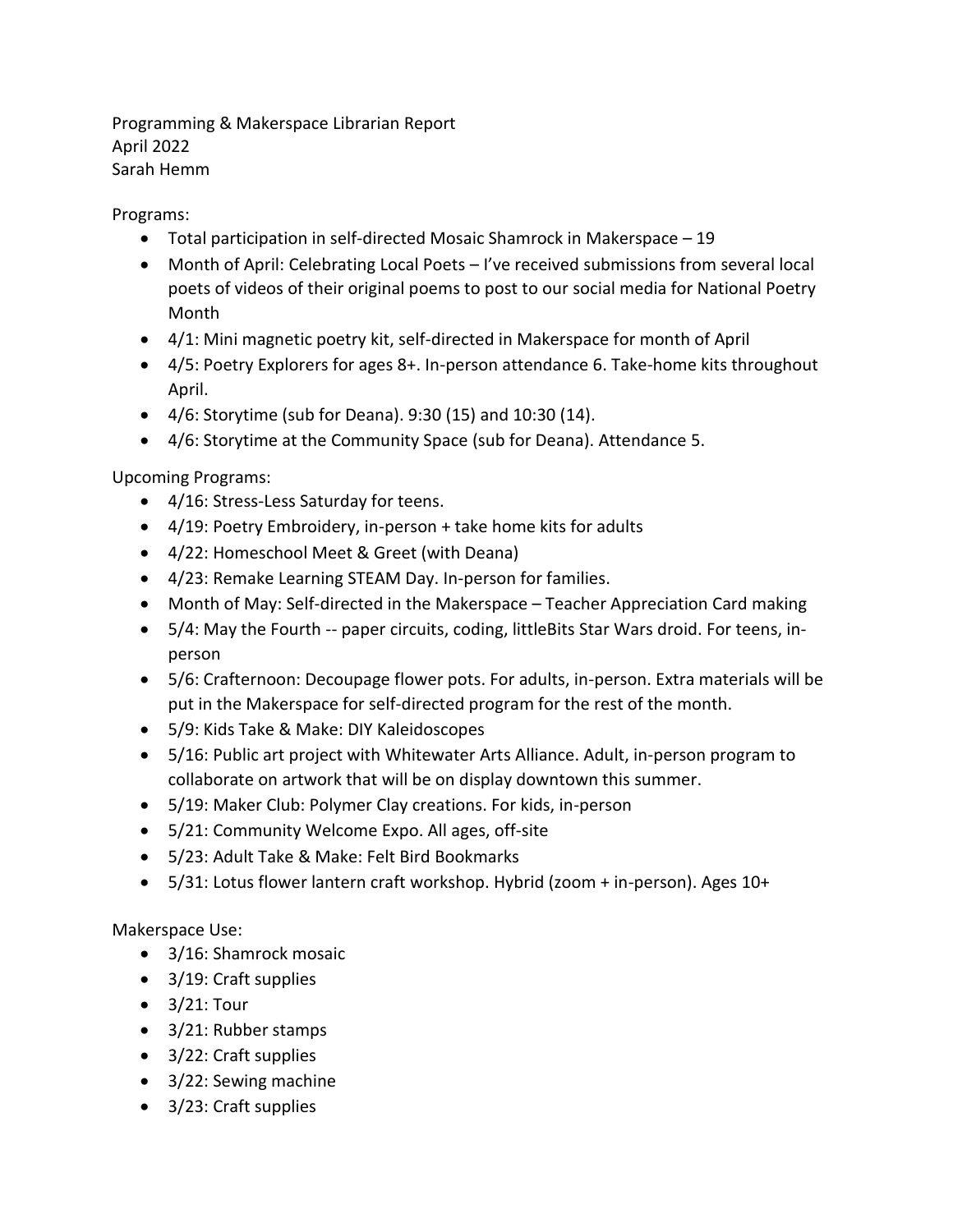Programming & Makerspace Librarian Report
April 2022
Sarah Hemm

Programs:

- Total participation in self-directed Mosaic Shamrock in Makerspace – 19
- Month of April: Celebrating Local Poets – I've received submissions from several local poets of videos of their original poems to post to our social media for National Poetry Month
- 4/1: Mini magnetic poetry kit, self-directed in Makerspace for month of April
- 4/5: Poetry Explorers for ages 8+. In-person attendance 6. Take-home kits throughout April.
- 4/6: Storytime (sub for Deana). 9:30 (15) and 10:30 (14).
- 4/6: Storytime at the Community Space (sub for Deana). Attendance 5.

Upcoming Programs:

- 4/16: Stress-Less Saturday for teens.
- 4/19: Poetry Embroidery, in-person + take home kits for adults
- 4/22: Homeschool Meet & Greet (with Deana)
- 4/23: Remake Learning STEAM Day. In-person for families.
- Month of May: Self-directed in the Makerspace – Teacher Appreciation Card making
- 5/4: May the Fourth -- paper circuits, coding, littleBits Star Wars droid. For teens, in-person
- 5/6: Crafternoon: Decoupage flower pots. For adults, in-person. Extra materials will be put in the Makerspace for self-directed program for the rest of the month.
- 5/9: Kids Take & Make: DIY Kaleidoscopes
- 5/16: Public art project with Whitewater Arts Alliance. Adult, in-person program to collaborate on artwork that will be on display downtown this summer.
- 5/19: Maker Club: Polymer Clay creations. For kids, in-person
- 5/21: Community Welcome Expo. All ages, off-site
- 5/23: Adult Take & Make: Felt Bird Bookmarks
- 5/31: Lotus flower lantern craft workshop. Hybrid (zoom + in-person). Ages 10+

Makerspace Use:

- 3/16: Shamrock mosaic
- 3/19: Craft supplies
- 3/21: Tour
- 3/21: Rubber stamps
- 3/22: Craft supplies
- 3/22: Sewing machine
- 3/23: Craft supplies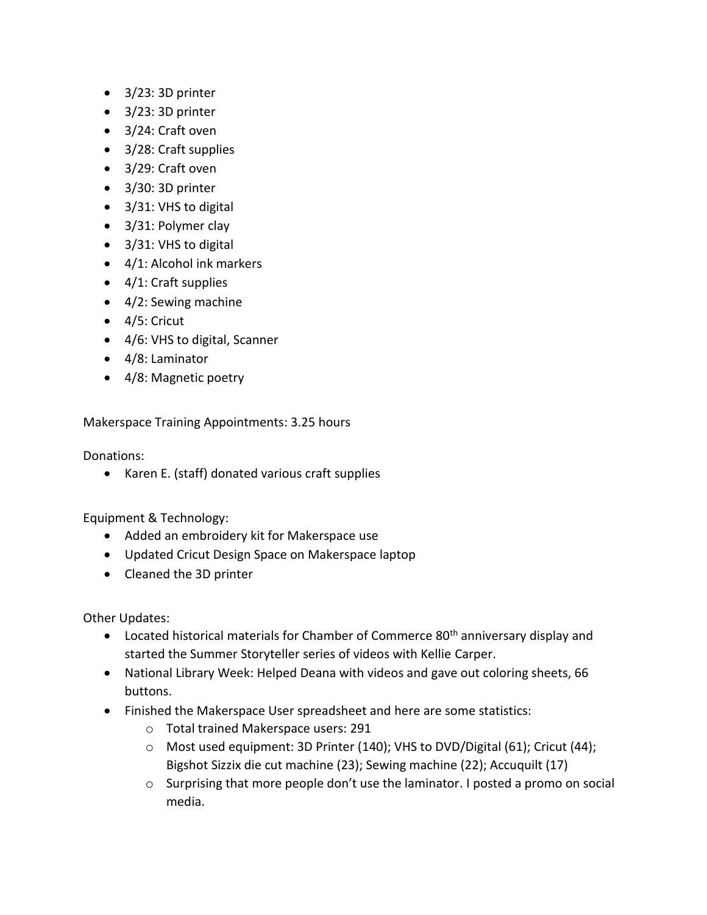- 3/23: 3D printer
- 3/23: 3D printer
- 3/24: Craft oven
- 3/28: Craft supplies
- 3/29: Craft oven
- 3/30: 3D printer
- 3/31: VHS to digital
- 3/31: Polymer clay
- 3/31: VHS to digital
- 4/1: Alcohol ink markers
- 4/1: Craft supplies
- 4/2: Sewing machine
- 4/5: Cricut
- 4/6: VHS to digital, Scanner
- 4/8: Laminator
- 4/8: Magnetic poetry

Makerspace Training Appointments: 3.25 hours

Donations:

- Karen E. (staff) donated various craft supplies

Equipment & Technology:

- Added an embroidery kit for Makerspace use
- Updated Cricut Design Space on Makerspace laptop
- Cleaned the 3D printer

Other Updates:

- Located historical materials for Chamber of Commerce 80th anniversary display and started the Summer Storyteller series of videos with Kellie Carper.
- National Library Week: Helped Deana with videos and gave out coloring sheets, 66 buttons.
- Finished the Makerspace User spreadsheet and here are some statistics:
    - Total trained Makerspace users: 291
    - Most used equipment: 3D Printer (140); VHS to DVD/Digital (61); Cricut (44); Bigshot Sizzix die cut machine (23); Sewing machine (22); Accuquilt (17)
    - Surprising that more people don't use the laminator. I posted a promo on social media.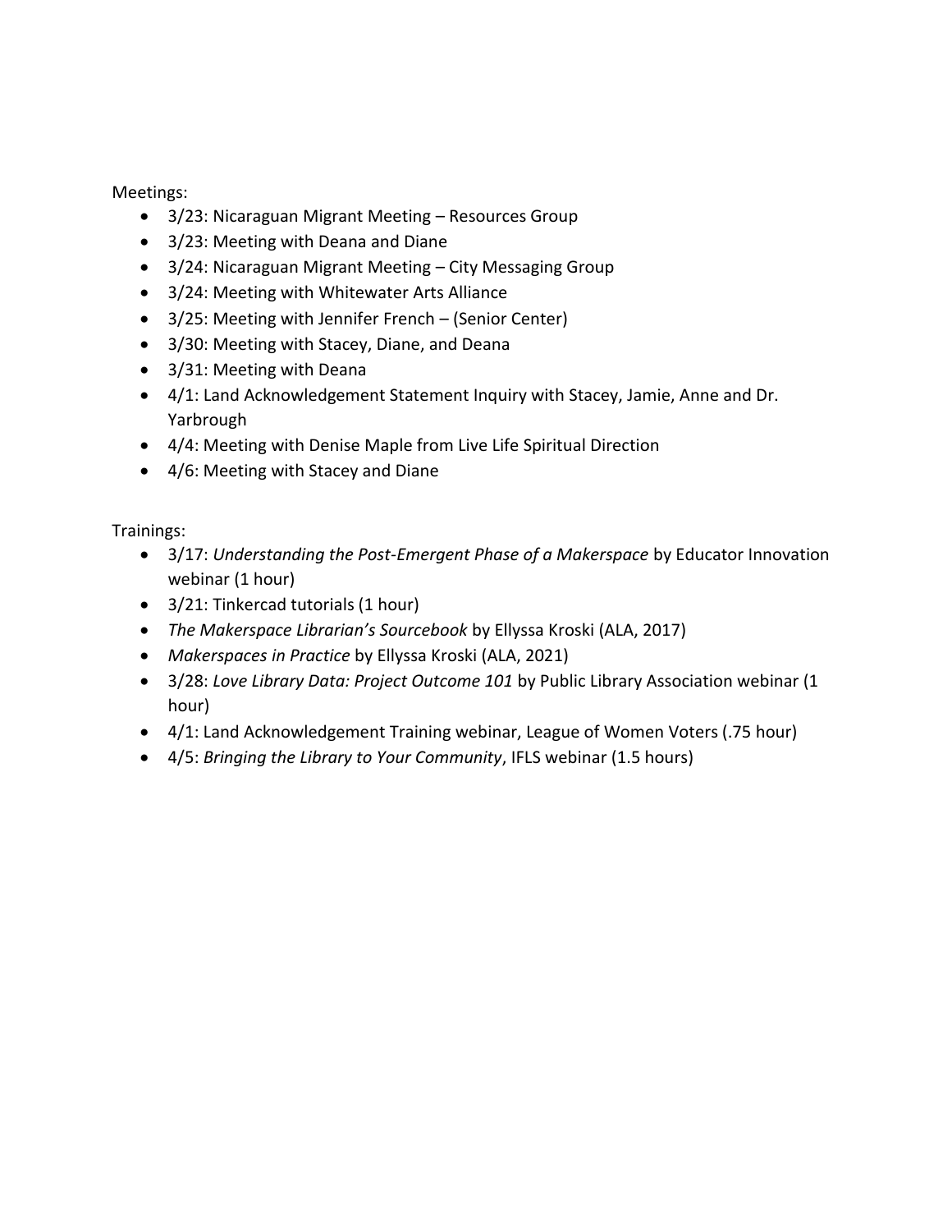Meetings:

- 3/23: Nicaraguan Migrant Meeting – Resources Group
- 3/23: Meeting with Deana and Diane
- 3/24: Nicaraguan Migrant Meeting – City Messaging Group
- 3/24: Meeting with Whitewater Arts Alliance
- 3/25: Meeting with Jennifer French – (Senior Center)
- 3/30: Meeting with Stacey, Diane, and Deana
- 3/31: Meeting with Deana
- 4/1: Land Acknowledgement Statement Inquiry with Stacey, Jamie, Anne and Dr. Yarbrough
- 4/4: Meeting with Denise Maple from Live Life Spiritual Direction
- 4/6: Meeting with Stacey and Diane

Trainings:

- 3/17: *Understanding the Post-Emergent Phase of a Makerspace* by Educator Innovation webinar (1 hour)
- 3/21: Tinkercad tutorials (1 hour)
- *The Makerspace Librarian's Sourcebook* by Ellyssa Kroski (ALA, 2017)
- *Makerspaces in Practice* by Ellyssa Kroski (ALA, 2021)
- 3/28: *Love Library Data: Project Outcome 101* by Public Library Association webinar (1 hour)
- 4/1: Land Acknowledgement Training webinar, League of Women Voters (.75 hour)
- 4/5: *Bringing the Library to Your Community*, IFLS webinar (1.5 hours)